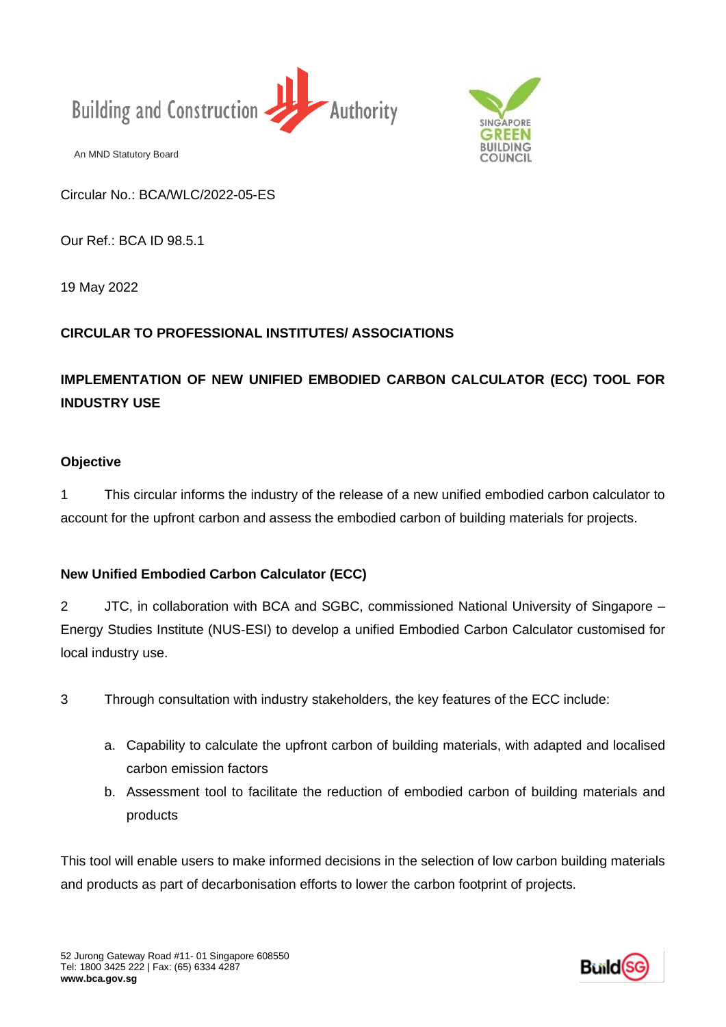Building and Construction Authority

An MND Statutory Board

SINGAPORE GREEN BUILDING COUNCIL

Circular No.: BCA/WLC/2022-05-ES

Our Ref.: BCA ID 98.5.1

19 May 2022

**CIRCULAR TO PROFESSIONAL INSTITUTES/ ASSOCIATIONS**

**IMPLEMENTATION OF NEW UNIFIED EMBODIED CARBON CALCULATOR (ECC) TOOL FOR INDUSTRY USE**

**Objective**

1 This circular informs the industry of the release of a new unified embodied carbon calculator to account for the upfront carbon and assess the embodied carbon of building materials for projects.

**New Unified Embodied Carbon Calculator (ECC)**

2 JTC, in collaboration with BCA and SGBC, commissioned National University of Singapore – Energy Studies Institute (NUS-ESI) to develop a unified Embodied Carbon Calculator customised for local industry use.

3 Through consultation with industry stakeholders, the key features of the ECC include:

a. Capability to calculate the upfront carbon of building materials, with adapted and localised carbon emission factors
b. Assessment tool to facilitate the reduction of embodied carbon of building materials and products

This tool will enable users to make informed decisions in the selection of low carbon building materials and products as part of decarbonisation efforts to lower the carbon footprint of projects.

52 Jurong Gateway Road #11- 01 Singapore 608550
Tel: 1800 3425 222 | Fax: (65) 6334 4287
**www.bca.gov.sg**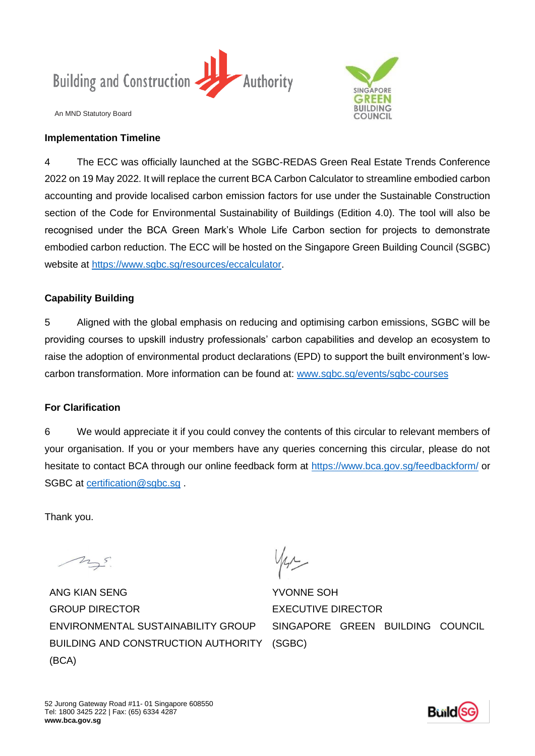**Implementation Timeline**

4 The ECC was officially launched at the SGBC-REDAS Green Real Estate Trends Conference 2022 on 19 May 2022. It will replace the current BCA Carbon Calculator to streamline embodied carbon accounting and provide localised carbon emission factors for use under the Sustainable Construction section of the Code for Environmental Sustainability of Buildings (Edition 4.0). The tool will also be recognised under the BCA Green Mark's Whole Life Carbon section for projects to demonstrate embodied carbon reduction. The ECC will be hosted on the Singapore Green Building Council (SGBC) website at https://www.sgbc.sg/resources/eccalculator.

**Capability Building**

5 Aligned with the global emphasis on reducing and optimising carbon emissions, SGBC will be providing courses to upskill industry professionals' carbon capabilities and develop an ecosystem to raise the adoption of environmental product declarations (EPD) to support the built environment's low-carbon transformation. More information can be found at: www.sgbc.sg/events/sgbc-courses

**For Clarification**

6 We would appreciate it if you could convey the contents of this circular to relevant members of your organisation. If you or your members have any queries concerning this circular, please do not hesitate to contact BCA through our online feedback form at https://www.bca.gov.sg/feedbackform/ or SGBC at certification@sgbc.sg .

Thank you.

ANG KIAN SENG
GROUP DIRECTOR
ENVIRONMENTAL SUSTAINABILITY GROUP
BUILDING AND CONSTRUCTION AUTHORITY (BCA)

YVONNE SOH
EXECUTIVE DIRECTOR
SINGAPORE GREEN BUILDING COUNCIL (SGBC)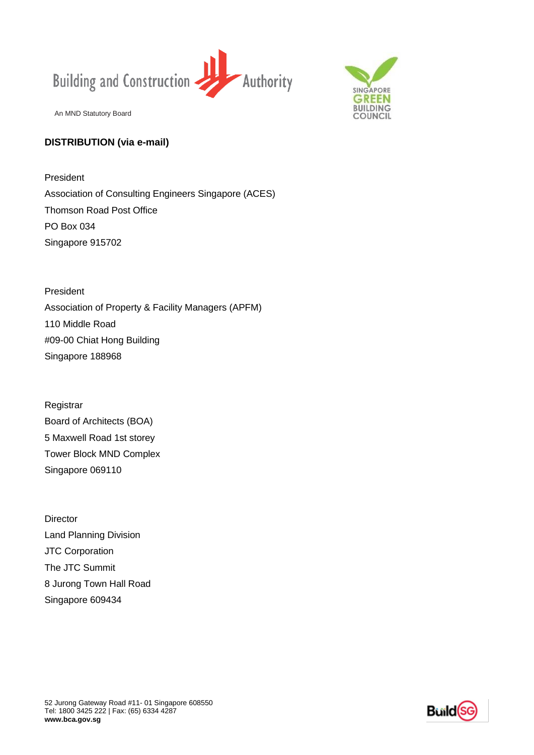Building and Construction Authority

An MND Statutory Board

**DISTRIBUTION (via e-mail)**

President
Association of Consulting Engineers Singapore (ACES)
Thomson Road Post Office
PO Box 034
Singapore 915702

President
Association of Property & Facility Managers (APFM)
110 Middle Road
#09-00 Chiat Hong Building
Singapore 188968

Registrar
Board of Architects (BOA)
5 Maxwell Road 1st storey
Tower Block MND Complex
Singapore 069110

Director
Land Planning Division
JTC Corporation
The JTC Summit
8 Jurong Town Hall Road
Singapore 609434

52 Jurong Gateway Road #11- 01 Singapore 608550
Tel: 1800 3425 222 | Fax: (65) 6334 4287
**www.bca.gov.sg**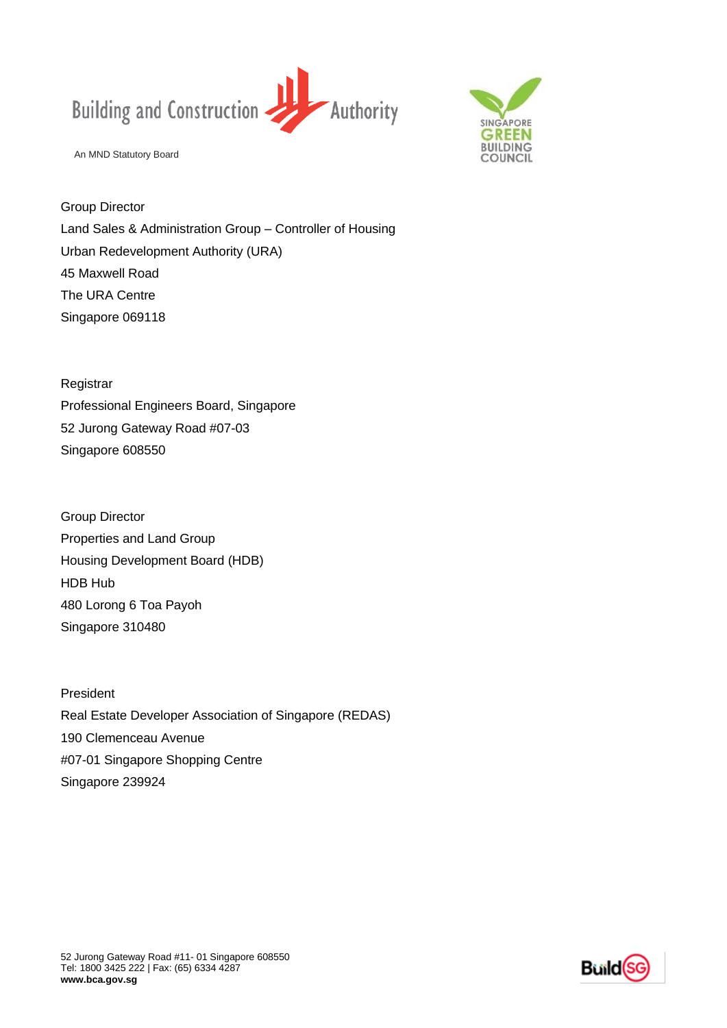Group Director
Land Sales & Administration Group – Controller of Housing
Urban Redevelopment Authority (URA)
45 Maxwell Road
The URA Centre
Singapore 069118

Registrar
Professional Engineers Board, Singapore
52 Jurong Gateway Road #07-03
Singapore 608550

Group Director
Properties and Land Group
Housing Development Board (HDB)
HDB Hub
480 Lorong 6 Toa Payoh
Singapore 310480

President
Real Estate Developer Association of Singapore (REDAS)
190 Clemenceau Avenue
#07-01 Singapore Shopping Centre
Singapore 239924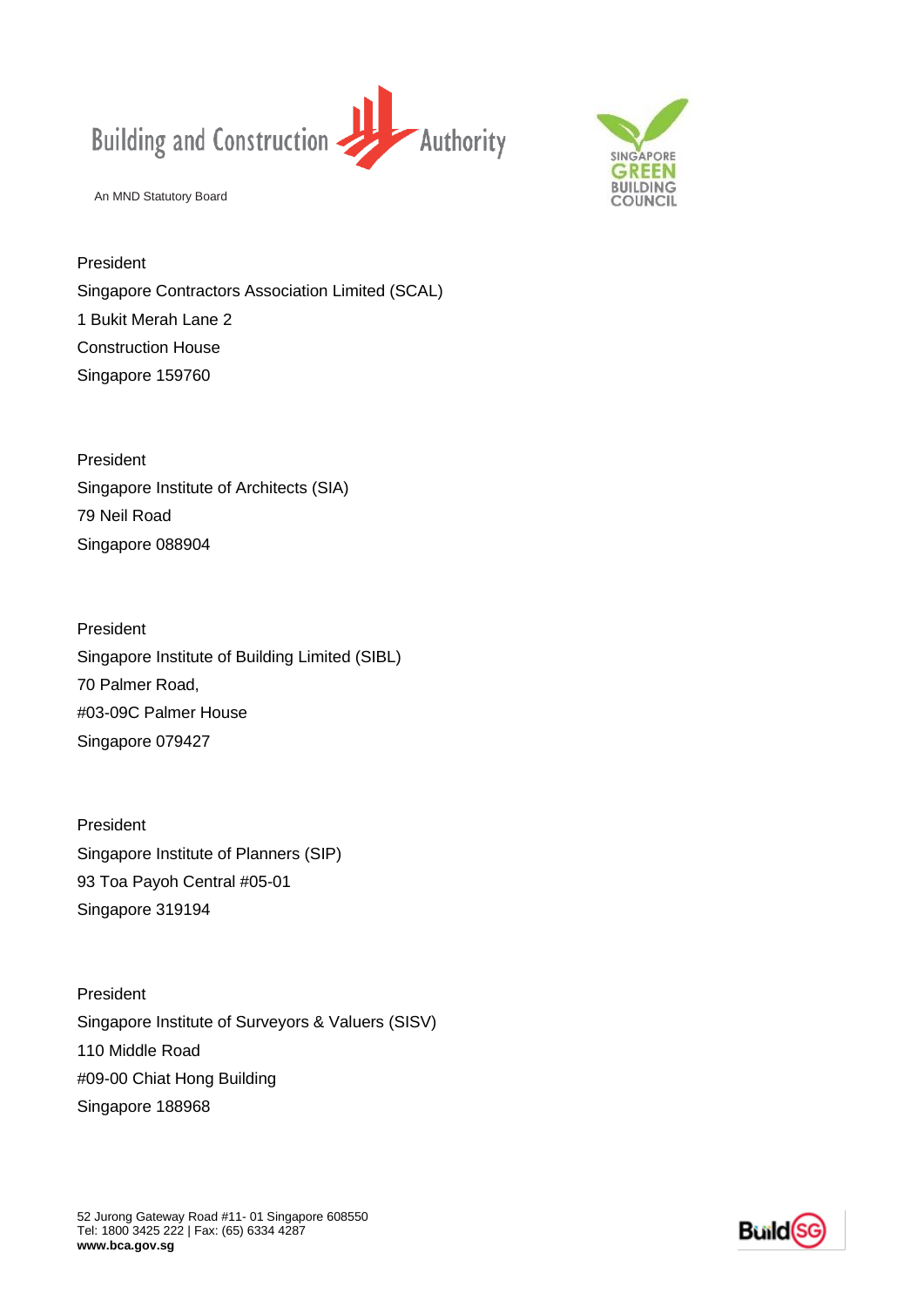President
Singapore Contractors Association Limited (SCAL)
1 Bukit Merah Lane 2
Construction House
Singapore 159760

President
Singapore Institute of Architects (SIA)
79 Neil Road
Singapore 088904

President
Singapore Institute of Building Limited (SIBL)
70 Palmer Road,
#03-09C Palmer House
Singapore 079427

President
Singapore Institute of Planners (SIP)
93 Toa Payoh Central #05-01
Singapore 319194

President
Singapore Institute of Surveyors & Valuers (SISV)
110 Middle Road
#09-00 Chiat Hong Building
Singapore 188968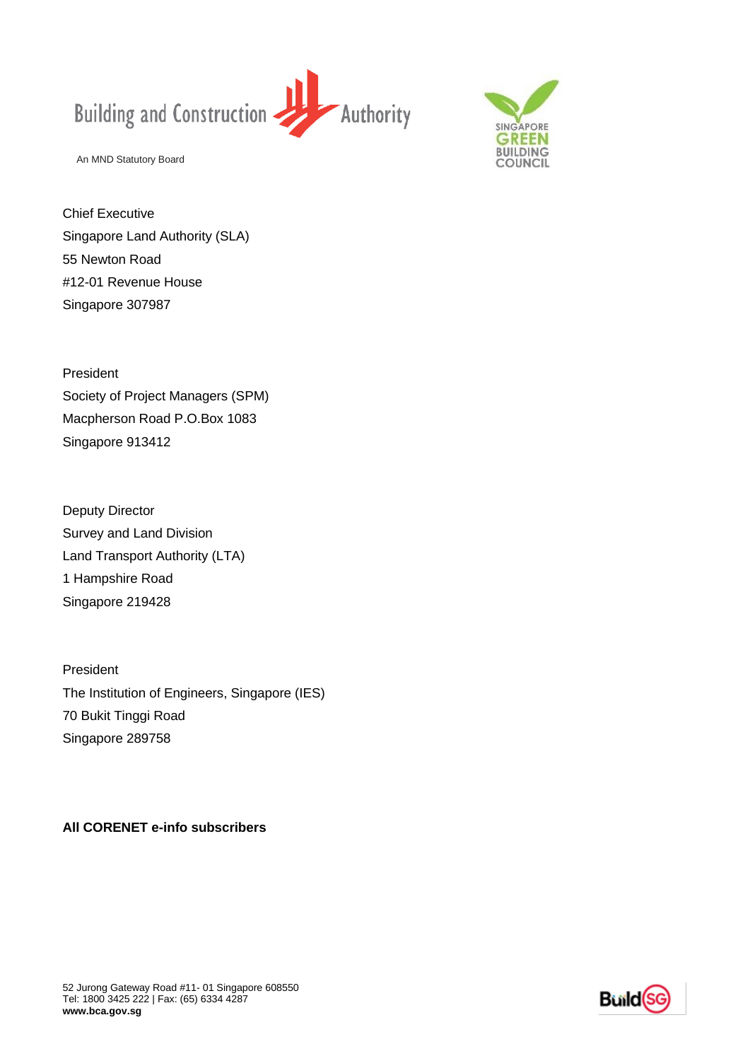Chief Executive
Singapore Land Authority (SLA)
55 Newton Road
#12-01 Revenue House
Singapore 307987

President
Society of Project Managers (SPM)
Macpherson Road P.O.Box 1083
Singapore 913412

Deputy Director
Survey and Land Division
Land Transport Authority (LTA)
1 Hampshire Road
Singapore 219428

President
The Institution of Engineers, Singapore (IES)
70 Bukit Tinggi Road
Singapore 289758

**All CORENET e-info subscribers**